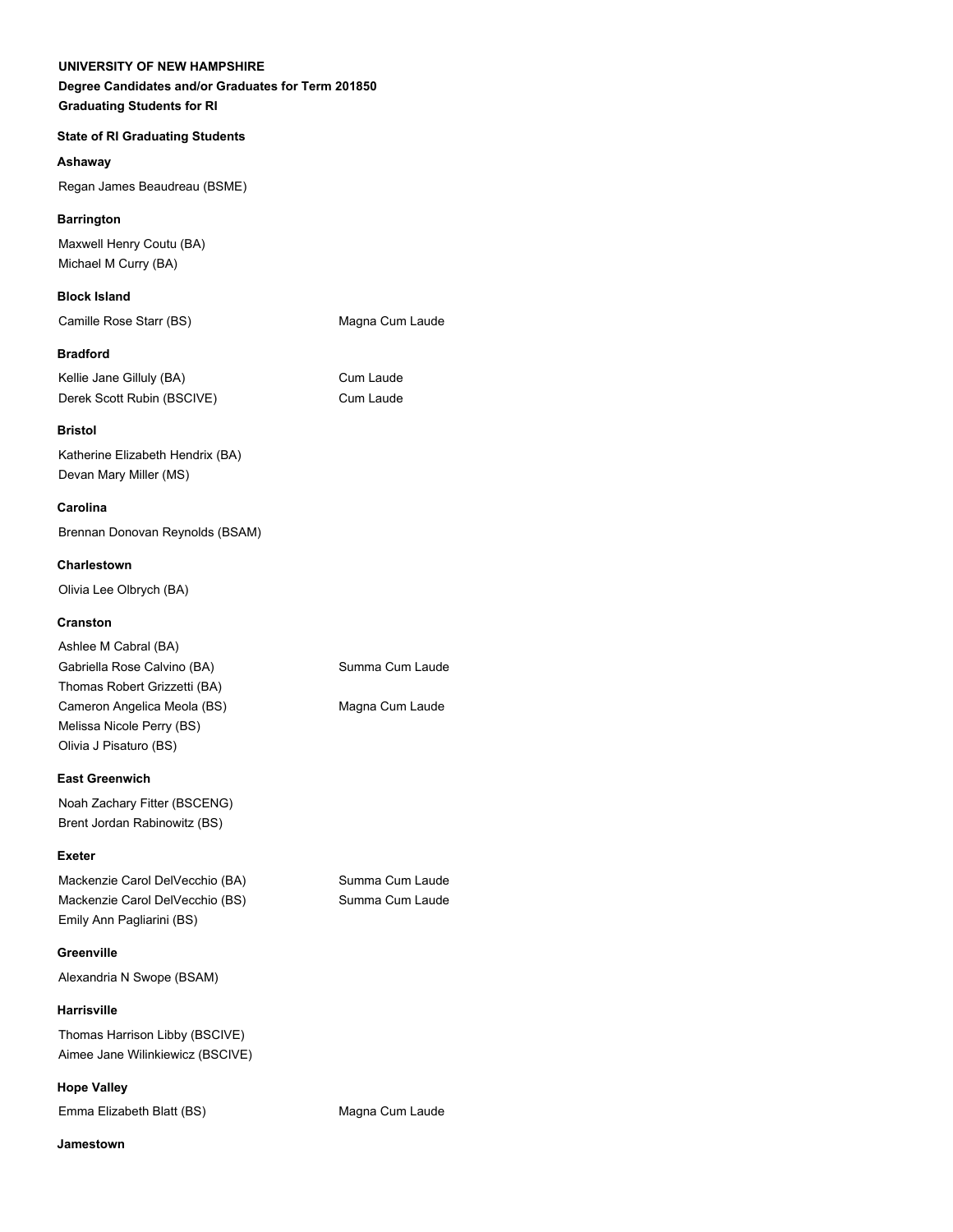**UNIVERSITY OF NEW HAMPSHIRE**

**Degree Candidates and/or Graduates for Term 201850**

**Graduating Students for RI**

**State of RI Graduating Students**

**Ashaway**

Regan James Beaudreau (BSME)

**Barrington**

Maxwell Henry Coutu (BA)
Michael M Curry (BA)

**Block Island**

Camille Rose Starr (BS) Magna Cum Laude

**Bradford**

Kellie Jane Gilluly (BA) Cum Laude
Derek Scott Rubin (BSCIVE) Cum Laude

**Bristol**

Katherine Elizabeth Hendrix (BA)
Devan Mary Miller (MS)

**Carolina**

Brennan Donovan Reynolds (BSAM)

**Charlestown**

Olivia Lee Olbrych (BA)

**Cranston**

Ashlee M Cabral (BA)
Gabriella Rose Calvino (BA) Summa Cum Laude
Thomas Robert Grizzetti (BA)
Cameron Angelica Meola (BS) Magna Cum Laude
Melissa Nicole Perry (BS)
Olivia J Pisaturo (BS)

**East Greenwich**

Noah Zachary Fitter (BSCENG)
Brent Jordan Rabinowitz (BS)

**Exeter**

Mackenzie Carol DelVecchio (BA) Summa Cum Laude
Mackenzie Carol DelVecchio (BS) Summa Cum Laude
Emily Ann Pagliarini (BS)

**Greenville**

Alexandria N Swope (BSAM)

**Harrisville**

Thomas Harrison Libby (BSCIVE)
Aimee Jane Wilinkiewicz (BSCIVE)

**Hope Valley**

Emma Elizabeth Blatt (BS) Magna Cum Laude

**Jamestown**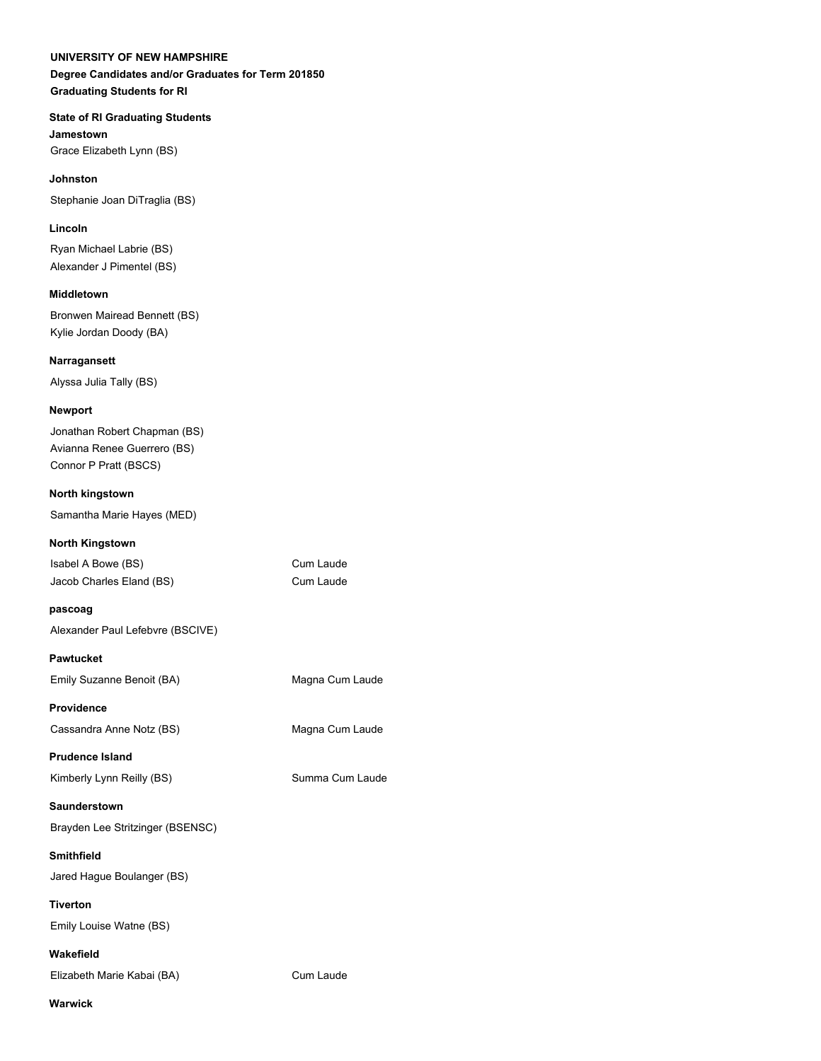**UNIVERSITY OF NEW HAMPSHIRE**

**Degree Candidates and/or Graduates for Term 201850**

**Graduating Students for RI**

**State of RI Graduating Students**

**Jamestown**

Grace Elizabeth Lynn (BS)

**Johnston**

Stephanie Joan DiTraglia (BS)

**Lincoln**

Ryan Michael Labrie (BS)
Alexander J Pimentel (BS)

**Middletown**

Bronwen Mairead Bennett (BS)
Kylie Jordan Doody (BA)

**Narragansett**

Alyssa Julia Tally (BS)

**Newport**

Jonathan Robert Chapman (BS)
Avianna Renee Guerrero (BS)
Connor P Pratt (BSCS)

**North kingstown**

Samantha Marie Hayes (MED)

**North Kingstown**

Isabel A Bowe (BS) — Cum Laude
Jacob Charles Eland (BS) — Cum Laude

**pascoag**

Alexander Paul Lefebvre (BSCIVE)

**Pawtucket**

Emily Suzanne Benoit (BA) — Magna Cum Laude

**Providence**

Cassandra Anne Notz (BS) — Magna Cum Laude

**Prudence Island**

Kimberly Lynn Reilly (BS) — Summa Cum Laude

**Saunderstown**

Brayden Lee Stritzinger (BSENSC)

**Smithfield**

Jared Hague Boulanger (BS)

**Tiverton**

Emily Louise Watne (BS)

**Wakefield**

Elizabeth Marie Kabai (BA) — Cum Laude

**Warwick**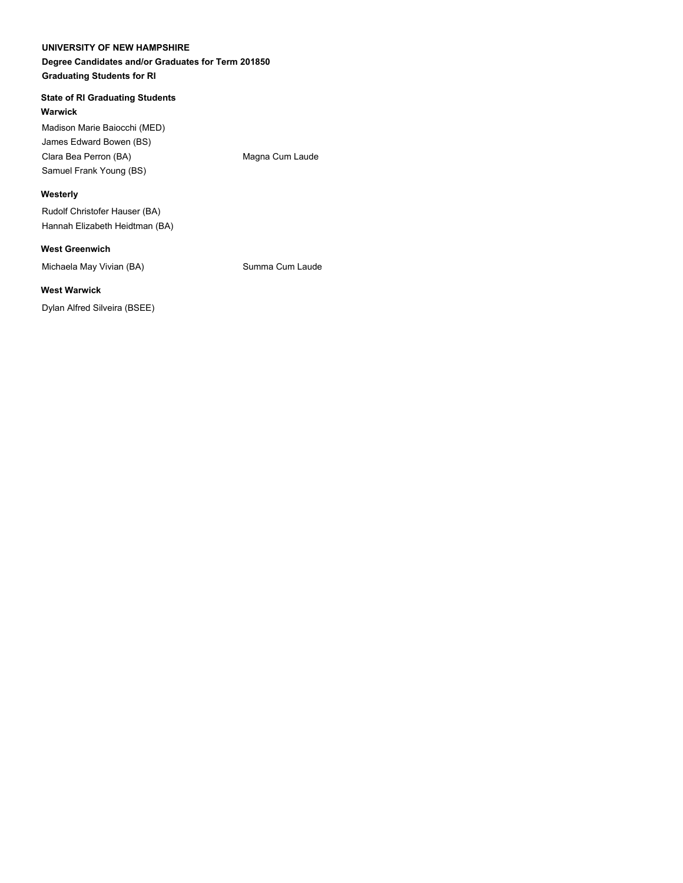**UNIVERSITY OF NEW HAMPSHIRE**

**Degree Candidates and/or Graduates for Term 201850**

**Graduating Students for RI**

**State of RI Graduating Students**

**Warwick**

| | |
|---|---|
| Madison Marie Baiocchi (MED) | |
| James Edward Bowen (BS) | |
| Clara Bea Perron (BA) | Magna Cum Laude |
| Samuel Frank Young (BS) | |

**Westerly**

Rudolf Christofer Hauser (BA)

Hannah Elizabeth Heidtman (BA)

**West Greenwich**

| | |
|---|---|
| Michaela May Vivian (BA) | Summa Cum Laude |

**West Warwick**

Dylan Alfred Silveira (BSEE)